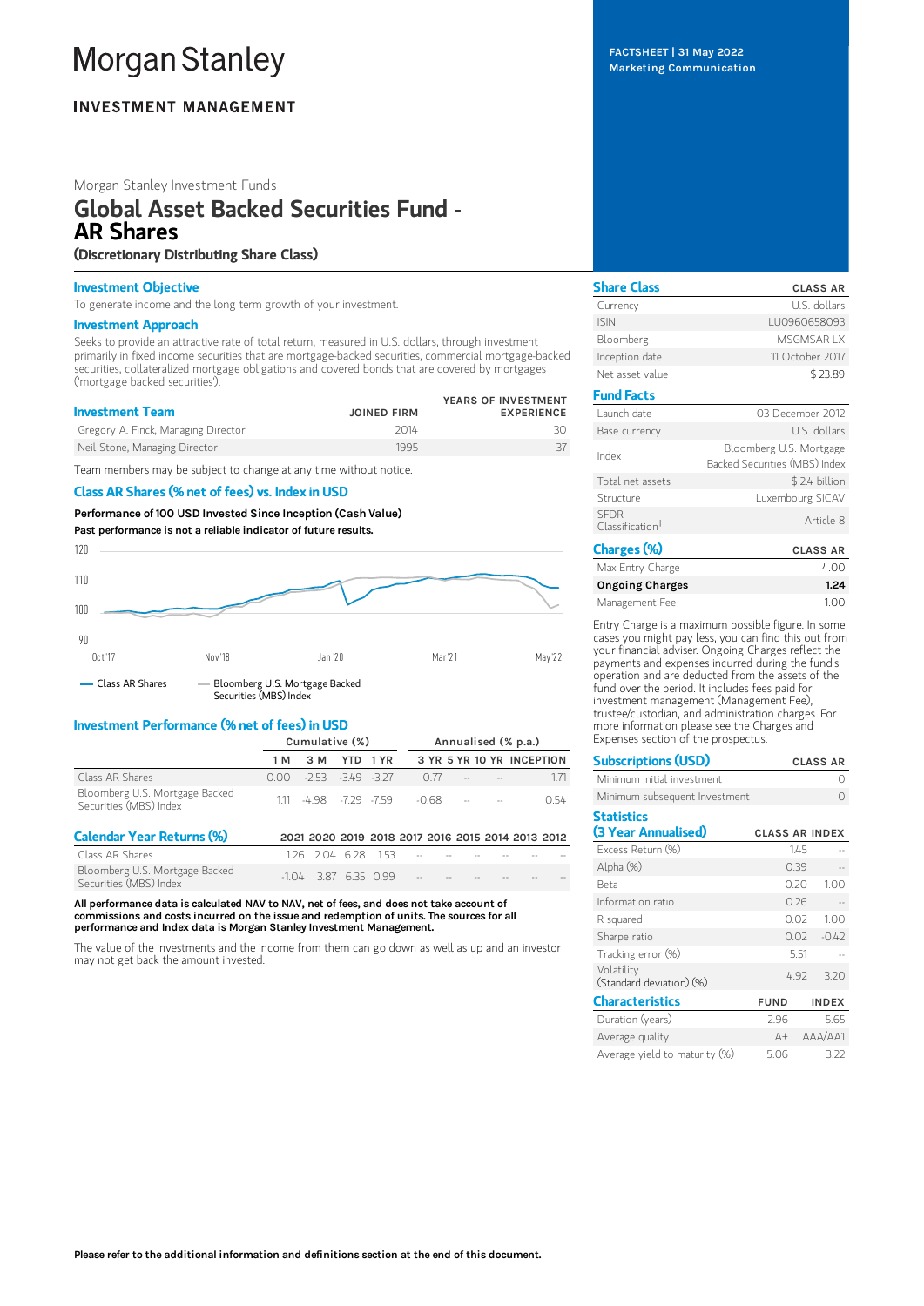# Morgan Stanley

**INVESTMENT MANAGEMENT**

FACTSHEET | 31 May 2022
Marketing Communication

Morgan Stanley Investment Funds

## Global Asset Backed Securities Fund - AR Shares

**(Discretionary Distributing Share Class)**

### Investment Objective

To generate income and the long term growth of your investment.

### Investment Approach

Seeks to provide an attractive rate of total return, measured in U.S. dollars, through investment primarily in fixed income securities that are mortgage-backed securities, commercial mortgage-backed securities, collateralized mortgage obligations and covered bonds that are covered by mortgages ('mortgage backed securities').

| Investment Team | JOINED FIRM | YEARS OF INVESTMENT EXPERIENCE |
|---|---|---|
| Gregory A. Finck, Managing Director | 2014 | 30 |
| Neil Stone, Managing Director | 1995 | 37 |

Team members may be subject to change at any time without notice.

### Class AR Shares (% net of fees) vs. Index in USD

**Performance of 100 USD Invested Since Inception (Cash Value)**

**Past performance is not a reliable indicator of future results.**

— Class AR Shares — Bloomberg U.S. Mortgage Backed Securities (MBS) Index

### Investment Performance (% net of fees) in USD

| | Cumulative (%) | | | | Annualised (% p.a.) | | | |
|---|---|---|---|---|---|---|---|---|
| | 1 M | 3 M | YTD | 1 YR | 3 YR | 5 YR | 10 YR | INCEPTION |
| Class AR Shares | 0.00 | -2.53 | -3.49 | -3.27 | 0.77 | -- | -- | 1.71 |
| Bloomberg U.S. Mortgage Backed Securities (MBS) Index | 1.11 | -4.98 | -7.29 | -7.59 | -0.68 | -- | -- | 0.54 |

### Calendar Year Returns (%)

| | 2021 | 2020 | 2019 | 2018 | 2017 | 2016 | 2015 | 2014 | 2013 | 2012 |
|---|---|---|---|---|---|---|---|---|---|---|
| Class AR Shares | 1.26 | 2.04 | 6.28 | 1.53 | -- | -- | -- | -- | -- | -- |
| Bloomberg U.S. Mortgage Backed Securities (MBS) Index | -1.04 | 3.87 | 6.35 | 0.99 | -- | -- | -- | -- | -- | -- |

**All performance data is calculated NAV to NAV, net of fees, and does not take account of commissions and costs incurred on the issue and redemption of units. The sources for all performance and Index data is Morgan Stanley Investment Management.**

The value of the investments and the income from them can go down as well as up and an investor may not get back the amount invested.

### Share Class

| | CLASS AR |
|---|---|
| Currency | U.S. dollars |
| ISIN | LU0960658093 |
| Bloomberg | MSGMSAR LX |
| Inception date | 11 October 2017 |
| Net asset value | $ 23.89 |

### Fund Facts

| | |
|---|---|
| Launch date | 03 December 2012 |
| Base currency | U.S. dollars |
| Index | Bloomberg U.S. Mortgage Backed Securities (MBS) Index |
| Total net assets | $ 2.4 billion |
| Structure | Luxembourg SICAV |
| SFDR Classification† | Article 8 |

### Charges (%)

| | CLASS AR |
|---|---|
| Max Entry Charge | 4.00 |
| **Ongoing Charges** | **1.24** |
| Management Fee | 1.00 |

Entry Charge is a maximum possible figure. In some cases you might pay less, you can find this out from your financial adviser. Ongoing Charges reflect the payments and expenses incurred during the fund's operation and are deducted from the assets of the fund over the period. It includes fees paid for investment management (Management Fee), trustee/custodian, and administration charges. For more information please see the Charges and Expenses section of the prospectus.

### Subscriptions (USD)

| | CLASS AR |
|---|---|
| Minimum initial investment | 0 |
| Minimum subsequent Investment | 0 |

### Statistics (3 Year Annualised)

| | CLASS AR | INDEX |
|---|---|---|
| Excess Return (%) | 1.45 | -- |
| Alpha (%) | 0.39 | -- |
| Beta | 0.20 | 1.00 |
| Information ratio | 0.26 | -- |
| R squared | 0.02 | 1.00 |
| Sharpe ratio | 0.02 | -0.42 |
| Tracking error (%) | 5.51 | -- |
| Volatility (Standard deviation) (%) | 4.92 | 3.20 |

### Characteristics

| | FUND | INDEX |
|---|---|---|
| Duration (years) | 2.96 | 5.65 |
| Average quality | A+ | AAA/AA1 |
| Average yield to maturity (%) | 5.06 | 3.22 |

**Please refer to the additional information and definitions section at the end of this document.**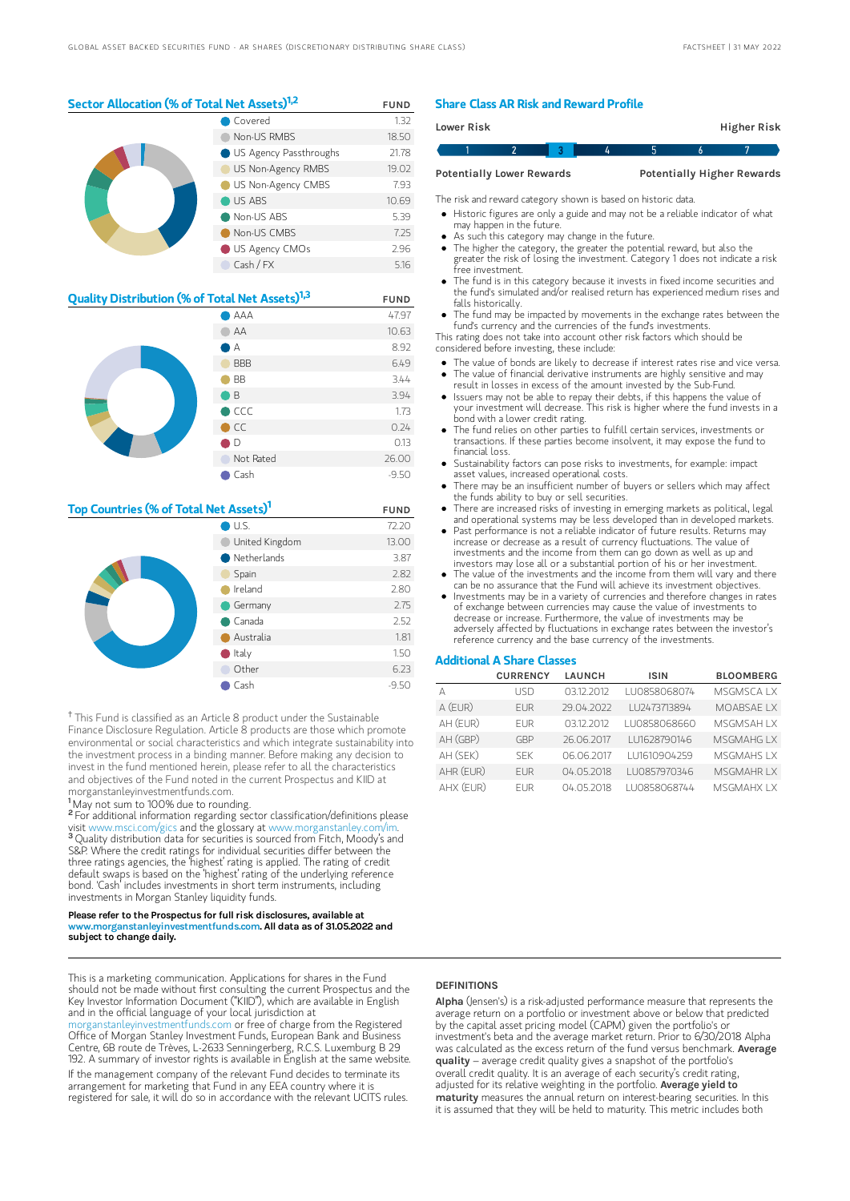## Sector Allocation (% of Total Net Assets)[1,2]

| | FUND |
|---|---|
| Covered | 1.32 |
| Non-US RMBS | 18.50 |
| US Agency Passthroughs | 21.78 |
| US Non-Agency RMBS | 19.02 |
| US Non-Agency CMBS | 7.93 |
| US ABS | 10.69 |
| Non-US ABS | 5.39 |
| Non-US CMBS | 7.25 |
| US Agency CMOs | 2.96 |
| Cash / FX | 5.16 |

## Quality Distribution (% of Total Net Assets)[1,3]

| | FUND |
|---|---|
| AAA | 47.97 |
| AA | 10.63 |
| A | 8.92 |
| BBB | 6.49 |
| BB | 3.44 |
| B | 3.94 |
| CCC | 1.73 |
| CC | 0.24 |
| D | 0.13 |
| Not Rated | 26.00 |
| Cash | -9.50 |

## Top Countries (% of Total Net Assets)[1]

| | FUND |
|---|---|
| U.S. | 72.20 |
| United Kingdom | 13.00 |
| Netherlands | 3.87 |
| Spain | 2.82 |
| Ireland | 2.80 |
| Germany | 2.75 |
| Canada | 2.52 |
| Australia | 1.81 |
| Italy | 1.50 |
| Other | 6.23 |
| Cash | -9.50 |

† This Fund is classified as an Article 8 product under the Sustainable Finance Disclosure Regulation. Article 8 products are those which promote environmental or social characteristics and which integrate sustainability into the investment process in a binding manner. Before making any decision to invest in the fund mentioned herein, please refer to all the characteristics and objectives of the Fund noted in the current Prospectus and KIID at morganstanleyinvestmentfunds.com.

[1] May not sum to 100% due to rounding.

[2] For additional information regarding sector classification/definitions please visit www.msci.com/gics and the glossary at www.morganstanley.com/im.

[3] Quality distribution data for securities is sourced from Fitch, Moody's and S&P. Where the credit ratings for individual securities differ between the three ratings agencies, the 'highest' rating is applied. The rating of credit default swaps is based on the 'highest' rating of the underlying reference bond. 'Cash' includes investments in short term instruments, including investments in Morgan Stanley liquidity funds.

**Please refer to the Prospectus for full risk disclosures, available at www.morganstanleyinvestmentfunds.com. All data as of 31.05.2022 and subject to change daily.**

## Share Class AR Risk and Reward Profile

| Lower Risk | | | | | | Higher Risk |
|---|---|---|---|---|---|---|
| 1 | 2 | **3** | 4 | 5 | 6 | 7 |
| Potentially Lower Rewards | | | | | | Potentially Higher Rewards |

The risk and reward category shown is based on historic data.

- Historic figures are only a guide and may not be a reliable indicator of what may happen in the future.
- As such this category may change in the future.
- The higher the category, the greater the potential reward, but also the greater the risk of losing the investment. Category 1 does not indicate a risk free investment.
- The fund is in this category because it invests in fixed income securities and the fund's simulated and/or realised return has experienced medium rises and falls historically.
- The fund may be impacted by movements in the exchange rates between the fund's currency and the currencies of the fund's investments.

This rating does not take into account other risk factors which should be considered before investing, these include:

- The value of bonds are likely to decrease if interest rates rise and vice versa.
- The value of financial derivative instruments are highly sensitive and may result in losses in excess of the amount invested by the Sub-Fund.
- Issuers may not be able to repay their debts, if this happens the value of your investment will decrease. This risk is higher where the fund invests in a bond with a lower credit rating.
- The fund relies on other parties to fulfill certain services, investments or transactions. If these parties become insolvent, it may expose the fund to financial loss.
- Sustainability factors can pose risks to investments, for example: impact asset values, increased operational costs.
- There may be an insufficient number of buyers or sellers which may affect the funds ability to buy or sell securities.
- There are increased risks of investing in emerging markets as political, legal and operational systems may be less developed than in developed markets.
- Past performance is not a reliable indicator of future results. Returns may increase or decrease as a result of currency fluctuations. The value of investments and the income from them can go down as well as up and investors may lose all or a substantial portion of his or her investment.
- The value of the investments and the income from them will vary and there can be no assurance that the Fund will achieve its investment objectives.
- Investments may be in a variety of currencies and therefore changes in rates of exchange between currencies may cause the value of investments to decrease or increase. Furthermore, the value of investments may be adversely affected by fluctuations in exchange rates between the investor's reference currency and the base currency of the investments.

## Additional A Share Classes

| | CURRENCY | LAUNCH | ISIN | BLOOMBERG |
|---|---|---|---|---|
| A | USD | 03.12.2012 | LU0858068074 | MSGMSCA LX |
| A (EUR) | EUR | 29.04.2022 | LU2473713894 | MOABSAE LX |
| AH (EUR) | EUR | 03.12.2012 | LU0858068660 | MSGMSAH LX |
| AH (GBP) | GBP | 26.06.2017 | LU1628790146 | MSGMAHG LX |
| AH (SEK) | SEK | 06.06.2017 | LU1610904259 | MSGMAHS LX |
| AHR (EUR) | EUR | 04.05.2018 | LU0857970346 | MSGMAHR LX |
| AHX (EUR) | EUR | 04.05.2018 | LU0858068744 | MSGMAHX LX |

This is a marketing communication. Applications for shares in the Fund should not be made without first consulting the current Prospectus and the Key Investor Information Document ("KIID"), which are available in English and in the official language of your local jurisdiction at morganstanleyinvestmentfunds.com or free of charge from the Registered Office of Morgan Stanley Investment Funds, European Bank and Business Centre, 6B route de Trèves, L-2633 Senningerberg, R.C.S. Luxemburg B 29 192. A summary of investor rights is available in English at the same website.

If the management company of the relevant Fund decides to terminate its arrangement for marketing that Fund in any EEA country where it is registered for sale, it will do so in accordance with the relevant UCITS rules.

### DEFINITIONS

**Alpha** (Jensen's) is a risk-adjusted performance measure that represents the average return on a portfolio or investment above or below that predicted by the capital asset pricing model (CAPM) given the portfolio's or investment's beta and the average market return. Prior to 6/30/2018 Alpha was calculated as the excess return of the fund versus benchmark. **Average quality** – average credit quality gives a snapshot of the portfolio's overall credit quality. It is an average of each security's credit rating, adjusted for its relative weighting in the portfolio. **Average yield to maturity** measures the annual return on interest-bearing securities. In this it is assumed that they will be held to maturity. This metric includes both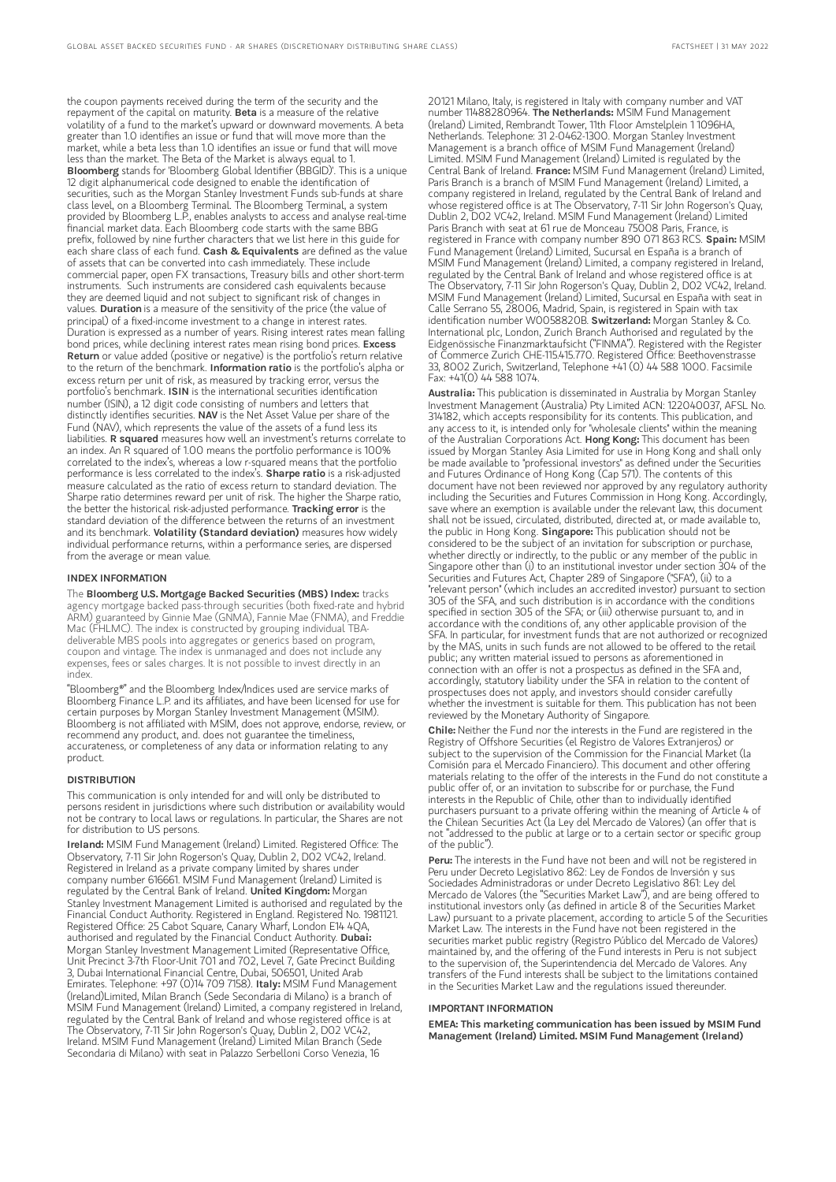the coupon payments received during the term of the security and the repayment of the capital on maturity. **Beta** is a measure of the relative volatility of a fund to the market's upward or downward movements. A beta greater than 1.0 identifies an issue or fund that will move more than the market, while a beta less than 1.0 identifies an issue or fund that will move less than the market. The Beta of the Market is always equal to 1. **Bloomberg** stands for 'Bloomberg Global Identifier (BBGID)'. This is a unique 12 digit alphanumerical code designed to enable the identification of securities, such as the Morgan Stanley Investment Funds sub-funds at share class level, on a Bloomberg Terminal. The Bloomberg Terminal, a system provided by Bloomberg L.P., enables analysts to access and analyse real-time financial market data. Each Bloomberg code starts with the same BBG prefix, followed by nine further characters that we list here in this guide for each share class of each fund. **Cash & Equivalents** are defined as the value of assets that can be converted into cash immediately. These include commercial paper, open FX transactions, Treasury bills and other short-term instruments. Such instruments are considered cash equivalents because they are deemed liquid and not subject to significant risk of changes in values. **Duration** is a measure of the sensitivity of the price (the value of principal) of a fixed-income investment to a change in interest rates. Duration is expressed as a number of years. Rising interest rates mean falling bond prices, while declining interest rates mean rising bond prices. **Excess Return** or value added (positive or negative) is the portfolio's return relative to the return of the benchmark. **Information ratio** is the portfolio's alpha or excess return per unit of risk, as measured by tracking error, versus the portfolio's benchmark. **ISIN** is the international securities identification number (ISIN), a 12 digit code consisting of numbers and letters that distinctly identifies securities. **NAV** is the Net Asset Value per share of the Fund (NAV), which represents the value of the assets of a fund less its liabilities. **R squared** measures how well an investment's returns correlate to an index. An R squared of 1.00 means the portfolio performance is 100% correlated to the index's, whereas a low r-squared means that the portfolio performance is less correlated to the index's. **Sharpe ratio** is a risk-adjusted measure calculated as the ratio of excess return to standard deviation. The Sharpe ratio determines reward per unit of risk. The higher the Sharpe ratio, the better the historical risk-adjusted performance. **Tracking error** is the standard deviation of the difference between the returns of an investment and its benchmark. **Volatility (Standard deviation)** measures how widely individual performance returns, within a performance series, are dispersed from the average or mean value.

## INDEX INFORMATION

The **Bloomberg U.S. Mortgage Backed Securities (MBS) Index:** tracks agency mortgage backed pass-through securities (both fixed-rate and hybrid ARM) guaranteed by Ginnie Mae (GNMA), Fannie Mae (FNMA), and Freddie Mac (FHLMC). The index is constructed by grouping individual TBA-deliverable MBS pools into aggregates or generics based on program, coupon and vintage. The index is unmanaged and does not include any expenses, fees or sales charges. It is not possible to invest directly in an index.

"Bloomberg®" and the Bloomberg Index/Indices used are service marks of Bloomberg Finance L.P. and its affiliates, and have been licensed for use for certain purposes by Morgan Stanley Investment Management (MSIM). Bloomberg is not affiliated with MSIM, does not approve, endorse, review, or recommend any product, and. does not guarantee the timeliness, accurateness, or completeness of any data or information relating to any product.

## DISTRIBUTION

This communication is only intended for and will only be distributed to persons resident in jurisdictions where such distribution or availability would not be contrary to local laws or regulations. In particular, the Shares are not for distribution to US persons.

**Ireland:** MSIM Fund Management (Ireland) Limited. Registered Office: The Observatory, 7-11 Sir John Rogerson's Quay, Dublin 2, D02 VC42, Ireland. Registered in Ireland as a private company limited by shares under company number 616661. MSIM Fund Management (Ireland) Limited is regulated by the Central Bank of Ireland. **United Kingdom:** Morgan Stanley Investment Management Limited is authorised and regulated by the Financial Conduct Authority. Registered in England. Registered No. 1981121. Registered Office: 25 Cabot Square, Canary Wharf, London E14 4QA, authorised and regulated by the Financial Conduct Authority. **Dubai:** Morgan Stanley Investment Management Limited (Representative Office, Unit Precinct 3-7th Floor-Unit 701 and 702, Level 7, Gate Precinct Building 3, Dubai International Financial Centre, Dubai, 506501, United Arab Emirates. Telephone: +97 (0)14 709 7158). **Italy:** MSIM Fund Management (Ireland)Limited, Milan Branch (Sede Secondaria di Milano) is a branch of MSIM Fund Management (Ireland) Limited, a company registered in Ireland, regulated by the Central Bank of Ireland and whose registered office is at The Observatory, 7-11 Sir John Rogerson's Quay, Dublin 2, D02 VC42, Ireland. MSIM Fund Management (Ireland) Limited Milan Branch (Sede Secondaria di Milano) with seat in Palazzo Serbelloni Corso Venezia, 16 20121 Milano, Italy, is registered in Italy with company number and VAT number 11488280964. **The Netherlands:** MSIM Fund Management (Ireland) Limited, Rembrandt Tower, 11th Floor Amstelplein 1 1096HA, Netherlands. Telephone: 31 2-0462-1300. Morgan Stanley Investment Management is a branch office of MSIM Fund Management (Ireland) Limited. MSIM Fund Management (Ireland) Limited is regulated by the Central Bank of Ireland. **France:** MSIM Fund Management (Ireland) Limited, Paris Branch is a branch of MSIM Fund Management (Ireland) Limited, a company registered in Ireland, regulated by the Central Bank of Ireland and whose registered office is at The Observatory, 7-11 Sir John Rogerson's Quay, Dublin 2, D02 VC42, Ireland. MSIM Fund Management (Ireland) Limited Paris Branch with seat at 61 rue de Monceau 75008 Paris, France, is registered in France with company number 890 071 863 RCS. **Spain:** MSIM Fund Management (Ireland) Limited, Sucursal en España is a branch of MSIM Fund Management (Ireland) Limited, a company registered in Ireland, regulated by the Central Bank of Ireland and whose registered office is at The Observatory, 7-11 Sir John Rogerson's Quay, Dublin 2, D02 VC42, Ireland. MSIM Fund Management (Ireland) Limited, Sucursal en España with seat in Calle Serrano 55, 28006, Madrid, Spain, is registered in Spain with tax identification number W0058820B. **Switzerland:** Morgan Stanley & Co. International plc, London, Zurich Branch Authorised and regulated by the Eidgenössische Finanzmarktaufsicht ("FINMA"). Registered with the Register of Commerce Zurich CHE-115.415.770. Registered Office: Beethovenstrasse 33, 8002 Zurich, Switzerland, Telephone +41 (0) 44 588 1000. Facsimile Fax: +41(0) 44 588 1074.

**Australia:** This publication is disseminated in Australia by Morgan Stanley Investment Management (Australia) Pty Limited ACN: 122040037, AFSL No. 314182, which accepts responsibility for its contents. This publication, and any access to it, is intended only for "wholesale clients" within the meaning of the Australian Corporations Act. **Hong Kong:** This document has been issued by Morgan Stanley Asia Limited for use in Hong Kong and shall only be made available to "professional investors" as defined under the Securities and Futures Ordinance of Hong Kong (Cap 571). The contents of this document have not been reviewed nor approved by any regulatory authority including the Securities and Futures Commission in Hong Kong. Accordingly, save where an exemption is available under the relevant law, this document shall not be issued, circulated, distributed, directed at, or made available to, the public in Hong Kong. **Singapore:** This publication should not be considered to be the subject of an invitation for subscription or purchase, whether directly or indirectly, to the public or any member of the public in Singapore other than (i) to an institutional investor under section 304 of the Securities and Futures Act, Chapter 289 of Singapore ("SFA"), (ii) to a "relevant person" (which includes an accredited investor) pursuant to section 305 of the SFA, and such distribution is in accordance with the conditions specified in section 305 of the SFA; or (iii) otherwise pursuant to, and in accordance with the conditions of, any other applicable provision of the SFA. In particular, for investment funds that are not authorized or recognized by the MAS, units in such funds are not allowed to be offered to the retail public; any written material issued to persons as aforementioned in connection with an offer is not a prospectus as defined in the SFA and, accordingly, statutory liability under the SFA in relation to the content of prospectuses does not apply, and investors should consider carefully whether the investment is suitable for them. This publication has not been reviewed by the Monetary Authority of Singapore.

**Chile:** Neither the Fund nor the interests in the Fund are registered in the Registry of Offshore Securities (el Registro de Valores Extranjeros) or subject to the supervision of the Commission for the Financial Market (la Comisión para el Mercado Financiero). This document and other offering materials relating to the offer of the interests in the Fund do not constitute a public offer of, or an invitation to subscribe for or purchase, the Fund interests in the Republic of Chile, other than to individually identified purchasers pursuant to a private offering within the meaning of Article 4 of the Chilean Securities Act (la Ley del Mercado de Valores) (an offer that is not "addressed to the public at large or to a certain sector or specific group of the public").

**Peru:** The interests in the Fund have not been and will not be registered in Peru under Decreto Legislativo 862: Ley de Fondos de Inversión y sus Sociedades Administradoras or under Decreto Legislativo 861: Ley del Mercado de Valores (the "Securities Market Law"), and are being offered to institutional investors only (as defined in article 8 of the Securities Market Law) pursuant to a private placement, according to article 5 of the Securities Market Law. The interests in the Fund have not been registered in the securities market public registry (Registro Público del Mercado de Valores) maintained by, and the offering of the Fund interests in Peru is not subject to the supervision of, the Superintendencia del Mercado de Valores. Any transfers of the Fund interests shall be subject to the limitations contained in the Securities Market Law and the regulations issued thereunder.

## IMPORTANT INFORMATION

**EMEA: This marketing communication has been issued by MSIM Fund Management (Ireland) Limited. MSIM Fund Management (Ireland)**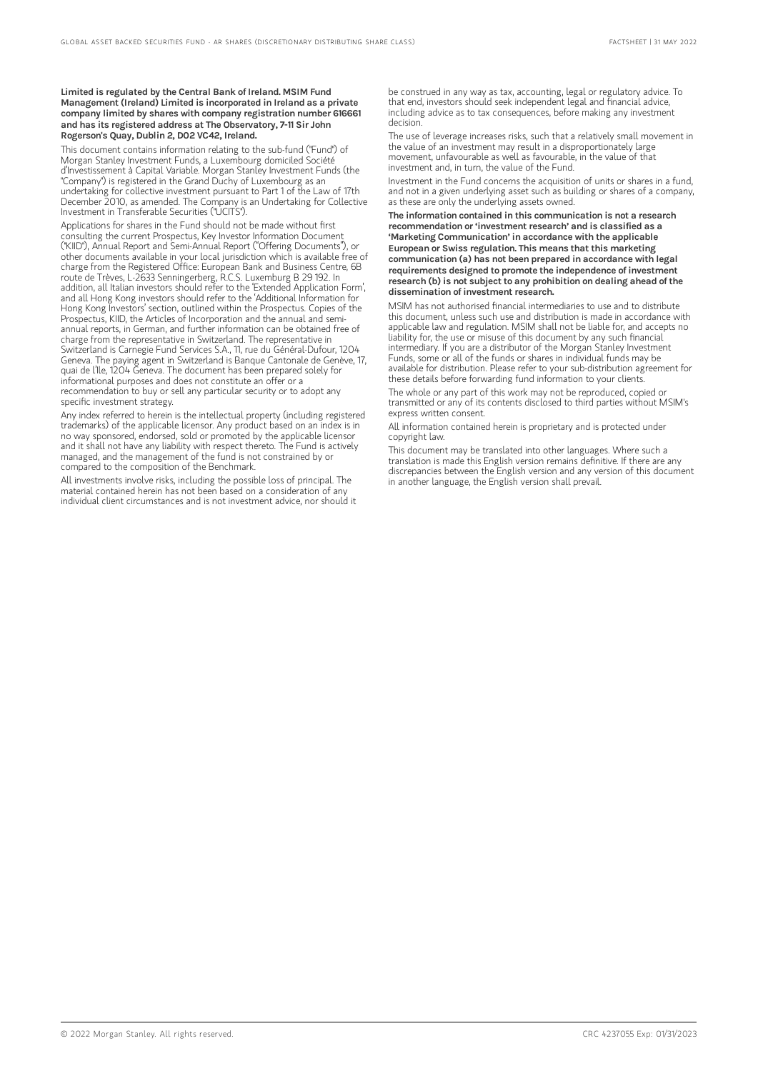**Limited is regulated by the Central Bank of Ireland. MSIM Fund Management (Ireland) Limited is incorporated in Ireland as a private company limited by shares with company registration number 616661 and has its registered address at The Observatory, 7-11 Sir John Rogerson's Quay, Dublin 2, D02 VC42, Ireland.**

This document contains information relating to the sub-fund ("Fund") of Morgan Stanley Investment Funds, a Luxembourg domiciled Société d'Investissement à Capital Variable. Morgan Stanley Investment Funds (the "Company") is registered in the Grand Duchy of Luxembourg as an undertaking for collective investment pursuant to Part 1 of the Law of 17th December 2010, as amended. The Company is an Undertaking for Collective Investment in Transferable Securities ("UCITS").

Applications for shares in the Fund should not be made without first consulting the current Prospectus, Key Investor Information Document ("KIID"), Annual Report and Semi-Annual Report ("Offering Documents"), or other documents available in your local jurisdiction which is available free of charge from the Registered Office: European Bank and Business Centre, 6B route de Trèves, L-2633 Senningerberg, R.C.S. Luxemburg B 29 192. In addition, all Italian investors should refer to the 'Extended Application Form', and all Hong Kong investors should refer to the 'Additional Information for Hong Kong Investors' section, outlined within the Prospectus. Copies of the Prospectus, KIID, the Articles of Incorporation and the annual and semi-annual reports, in German, and further information can be obtained free of charge from the representative in Switzerland. The representative in Switzerland is Carnegie Fund Services S.A., 11, rue du Général-Dufour, 1204 Geneva. The paying agent in Switzerland is Banque Cantonale de Genève, 17, quai de l'Ile, 1204 Geneva. The document has been prepared solely for informational purposes and does not constitute an offer or a recommendation to buy or sell any particular security or to adopt any specific investment strategy.

Any index referred to herein is the intellectual property (including registered trademarks) of the applicable licensor. Any product based on an index is in no way sponsored, endorsed, sold or promoted by the applicable licensor and it shall not have any liability with respect thereto. The Fund is actively managed, and the management of the fund is not constrained by or compared to the composition of the Benchmark.

All investments involve risks, including the possible loss of principal. The material contained herein has not been based on a consideration of any individual client circumstances and is not investment advice, nor should it be construed in any way as tax, accounting, legal or regulatory advice. To that end, investors should seek independent legal and financial advice, including advice as to tax consequences, before making any investment decision.

The use of leverage increases risks, such that a relatively small movement in the value of an investment may result in a disproportionately large movement, unfavourable as well as favourable, in the value of that investment and, in turn, the value of the Fund.

Investment in the Fund concerns the acquisition of units or shares in a fund, and not in a given underlying asset such as building or shares of a company, as these are only the underlying assets owned.

**The information contained in this communication is not a research recommendation or 'investment research' and is classified as a 'Marketing Communication' in accordance with the applicable European or Swiss regulation. This means that this marketing communication (a) has not been prepared in accordance with legal requirements designed to promote the independence of investment research (b) is not subject to any prohibition on dealing ahead of the dissemination of investment research.**

MSIM has not authorised financial intermediaries to use and to distribute this document, unless such use and distribution is made in accordance with applicable law and regulation. MSIM shall not be liable for, and accepts no liability for, the use or misuse of this document by any such financial intermediary. If you are a distributor of the Morgan Stanley Investment Funds, some or all of the funds or shares in individual funds may be available for distribution. Please refer to your sub-distribution agreement for these details before forwarding fund information to your clients.

The whole or any part of this work may not be reproduced, copied or transmitted or any of its contents disclosed to third parties without MSIM's express written consent.

All information contained herein is proprietary and is protected under copyright law.

This document may be translated into other languages. Where such a translation is made this English version remains definitive. If there are any discrepancies between the English version and any version of this document in another language, the English version shall prevail.

© 2022 Morgan Stanley. All rights reserved.

CRC 4237055 Exp: 01/31/2023